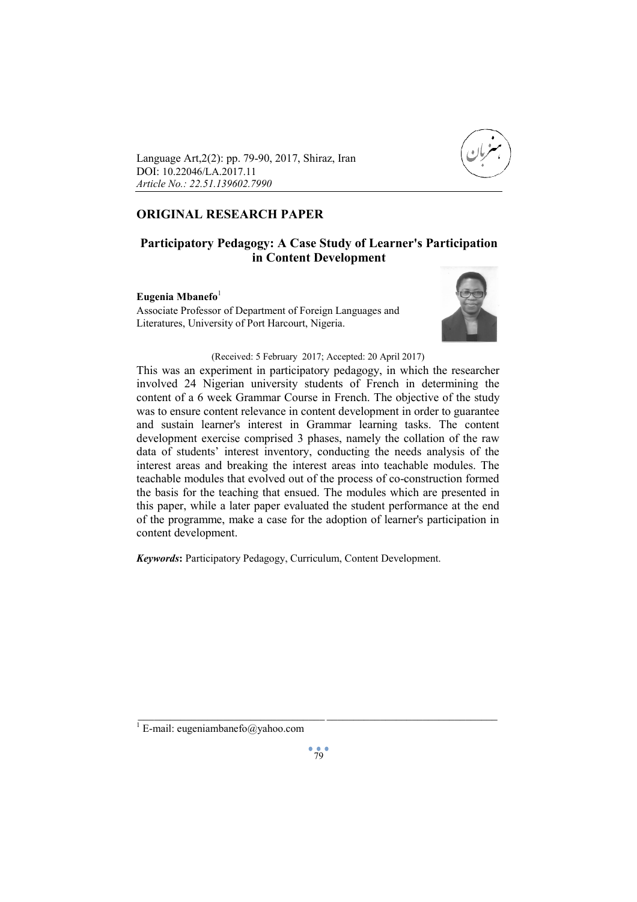## ORIGINAL RESEARCH PAPER

# Participatory Pedagogy: A Case Study of Learner's Participation in Content Development

**Eugenia Mbanefo**[1]

Associate Professor of Department of Foreign Languages and Literatures, University of Port Harcourt, Nigeria.

(Received: 5 February 2017; Accepted: 20 April 2017)

This was an experiment in participatory pedagogy, in which the researcher involved 24 Nigerian university students of French in determining the content of a 6 week Grammar Course in French. The objective of the study was to ensure content relevance in content development in order to guarantee and sustain learner's interest in Grammar learning tasks. The content development exercise comprised 3 phases, namely the collation of the raw data of students' interest inventory, conducting the needs analysis of the interest areas and breaking the interest areas into teachable modules. The teachable modules that evolved out of the process of co-construction formed the basis for the teaching that ensued. The modules which are presented in this paper, while a later paper evaluated the student performance at the end of the programme, make a case for the adoption of learner's participation in content development.

***Keywords*:** Participatory Pedagogy, Curriculum, Content Development.

---

[1] E-mail: eugeniambanefo@yahoo.com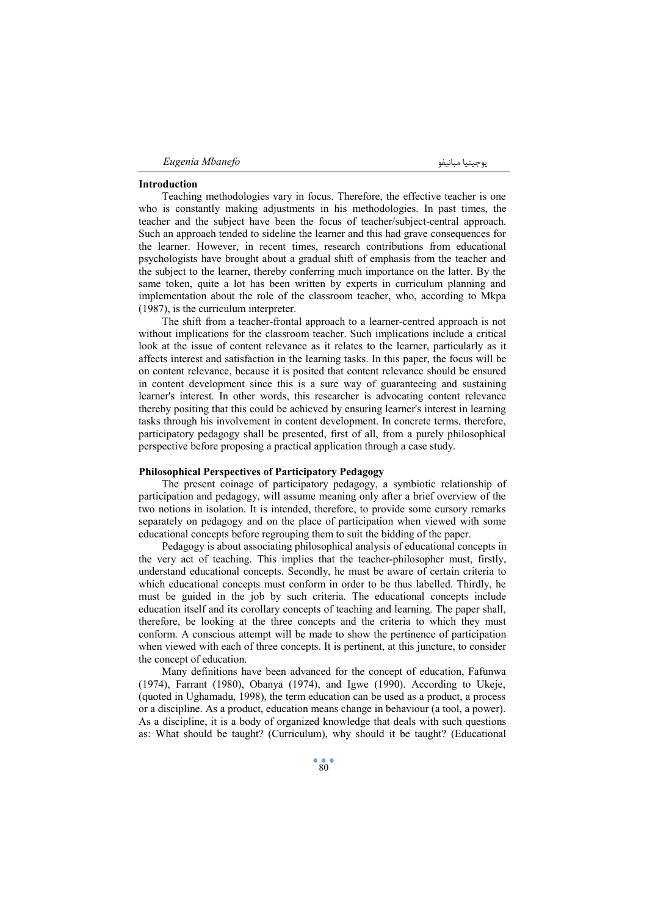**Introduction**

Teaching methodologies vary in focus. Therefore, the effective teacher is one who is constantly making adjustments in his methodologies. In past times, the teacher and the subject have been the focus of teacher/subject-central approach. Such an approach tended to sideline the learner and this had grave consequences for the learner. However, in recent times, research contributions from educational psychologists have brought about a gradual shift of emphasis from the teacher and the subject to the learner, thereby conferring much importance on the latter. By the same token, quite a lot has been written by experts in curriculum planning and implementation about the role of the classroom teacher, who, according to Mkpa (1987), is the curriculum interpreter.

The shift from a teacher-frontal approach to a learner-centred approach is not without implications for the classroom teacher. Such implications include a critical look at the issue of content relevance as it relates to the learner, particularly as it affects interest and satisfaction in the learning tasks. In this paper, the focus will be on content relevance, because it is posited that content relevance should be ensured in content development since this is a sure way of guaranteeing and sustaining learner's interest. In other words, this researcher is advocating content relevance thereby positing that this could be achieved by ensuring learner's interest in learning tasks through his involvement in content development. In concrete terms, therefore, participatory pedagogy shall be presented, first of all, from a purely philosophical perspective before proposing a practical application through a case study.

**Philosophical Perspectives of Participatory Pedagogy**

The present coinage of participatory pedagogy, a symbiotic relationship of participation and pedagogy, will assume meaning only after a brief overview of the two notions in isolation. It is intended, therefore, to provide some cursory remarks separately on pedagogy and on the place of participation when viewed with some educational concepts before regrouping them to suit the bidding of the paper.

Pedagogy is about associating philosophical analysis of educational concepts in the very act of teaching. This implies that the teacher-philosopher must, firstly, understand educational concepts. Secondly, he must be aware of certain criteria to which educational concepts must conform in order to be thus labelled. Thirdly, he must be guided in the job by such criteria. The educational concepts include education itself and its corollary concepts of teaching and learning. The paper shall, therefore, be looking at the three concepts and the criteria to which they must conform. A conscious attempt will be made to show the pertinence of participation when viewed with each of three concepts. It is pertinent, at this juncture, to consider the concept of education.

Many definitions have been advanced for the concept of education, Fafunwa (1974), Farrant (1980), Obanya (1974), and Igwe (1990). According to Ukeje, (quoted in Ughamadu, 1998), the term education can be used as a product, a process or a discipline. As a product, education means change in behaviour (a tool, a power). As a discipline, it is a body of organized knowledge that deals with such questions as: What should be taught? (Curriculum), why should it be taught? (Educational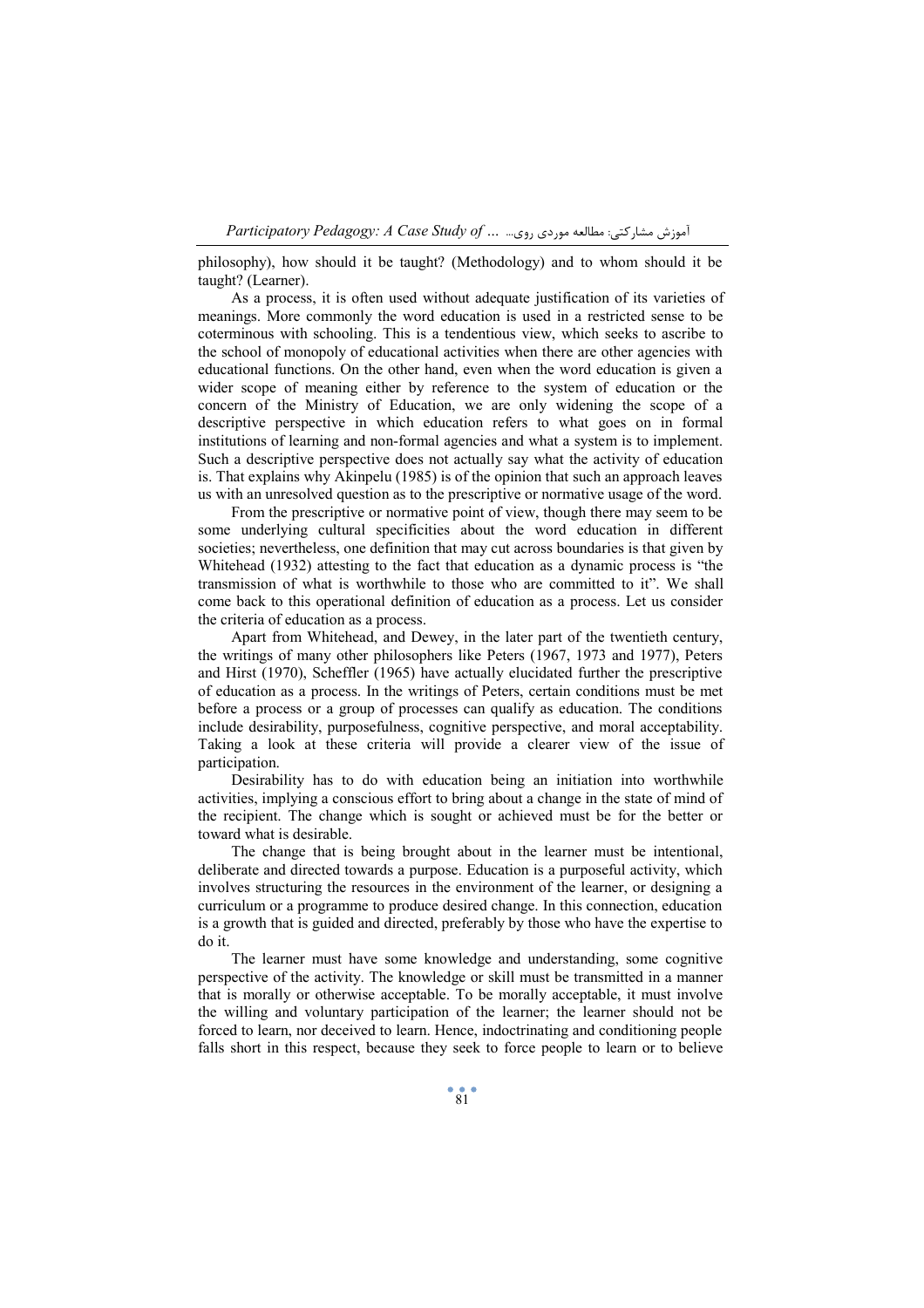philosophy), how should it be taught? (Methodology) and to whom should it be taught? (Learner).

As a process, it is often used without adequate justification of its varieties of meanings. More commonly the word education is used in a restricted sense to be coterminous with schooling. This is a tendentious view, which seeks to ascribe to the school of monopoly of educational activities when there are other agencies with educational functions. On the other hand, even when the word education is given a wider scope of meaning either by reference to the system of education or the concern of the Ministry of Education, we are only widening the scope of a descriptive perspective in which education refers to what goes on in formal institutions of learning and non-formal agencies and what a system is to implement. Such a descriptive perspective does not actually say what the activity of education is. That explains why Akinpelu (1985) is of the opinion that such an approach leaves us with an unresolved question as to the prescriptive or normative usage of the word.

From the prescriptive or normative point of view, though there may seem to be some underlying cultural specificities about the word education in different societies; nevertheless, one definition that may cut across boundaries is that given by Whitehead (1932) attesting to the fact that education as a dynamic process is "the transmission of what is worthwhile to those who are committed to it". We shall come back to this operational definition of education as a process. Let us consider the criteria of education as a process.

Apart from Whitehead, and Dewey, in the later part of the twentieth century, the writings of many other philosophers like Peters (1967, 1973 and 1977), Peters and Hirst (1970), Scheffler (1965) have actually elucidated further the prescriptive of education as a process. In the writings of Peters, certain conditions must be met before a process or a group of processes can qualify as education. The conditions include desirability, purposefulness, cognitive perspective, and moral acceptability. Taking a look at these criteria will provide a clearer view of the issue of participation.

Desirability has to do with education being an initiation into worthwhile activities, implying a conscious effort to bring about a change in the state of mind of the recipient. The change which is sought or achieved must be for the better or toward what is desirable.

The change that is being brought about in the learner must be intentional, deliberate and directed towards a purpose. Education is a purposeful activity, which involves structuring the resources in the environment of the learner, or designing a curriculum or a programme to produce desired change. In this connection, education is a growth that is guided and directed, preferably by those who have the expertise to do it.

The learner must have some knowledge and understanding, some cognitive perspective of the activity. The knowledge or skill must be transmitted in a manner that is morally or otherwise acceptable. To be morally acceptable, it must involve the willing and voluntary participation of the learner; the learner should not be forced to learn, nor deceived to learn. Hence, indoctrinating and conditioning people falls short in this respect, because they seek to force people to learn or to believe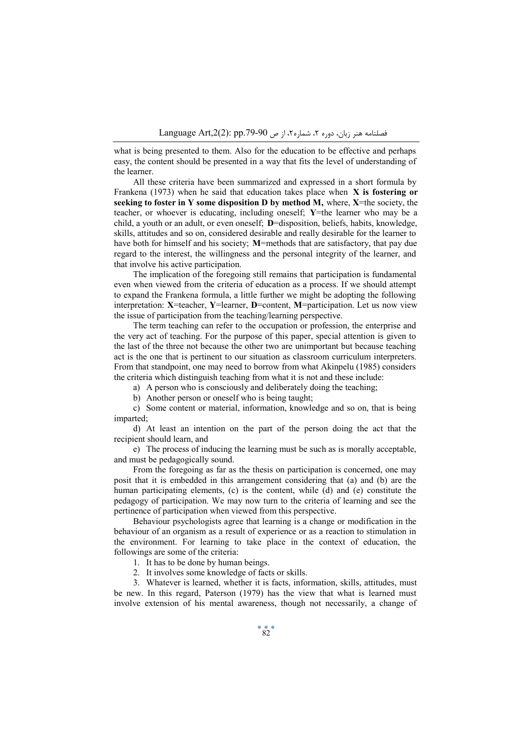what is being presented to them. Also for the education to be effective and perhaps easy, the content should be presented in a way that fits the level of understanding of the learner.

All these criteria have been summarized and expressed in a short formula by Frankena (1973) when he said that education takes place when **X is fostering or seeking to foster in Y some disposition D by method M,** where, **X**=the society, the teacher, or whoever is educating, including oneself; **Y**=the learner who may be a child, a youth or an adult, or even oneself; **D**=disposition, beliefs, habits, knowledge, skills, attitudes and so on, considered desirable and really desirable for the learner to have both for himself and his society; **M**=methods that are satisfactory, that pay due regard to the interest, the willingness and the personal integrity of the learner, and that involve his active participation.

The implication of the foregoing still remains that participation is fundamental even when viewed from the criteria of education as a process. If we should attempt to expand the Frankena formula, a little further we might be adopting the following interpretation: **X**=teacher, **Y**=learner, **D**=content, **M**=participation. Let us now view the issue of participation from the teaching/learning perspective.

The term teaching can refer to the occupation or profession, the enterprise and the very act of teaching. For the purpose of this paper, special attention is given to the last of the three not because the other two are unimportant but because teaching act is the one that is pertinent to our situation as classroom curriculum interpreters. From that standpoint, one may need to borrow from what Akinpelu (1985) considers the criteria which distinguish teaching from what it is not and these include:

a) A person who is consciously and deliberately doing the teaching;

b) Another person or oneself who is being taught;

c) Some content or material, information, knowledge and so on, that is being imparted;

d) At least an intention on the part of the person doing the act that the recipient should learn, and

e) The process of inducing the learning must be such as is morally acceptable, and must be pedagogically sound.

From the foregoing as far as the thesis on participation is concerned, one may posit that it is embedded in this arrangement considering that (a) and (b) are the human participating elements, (c) is the content, while (d) and (e) constitute the pedagogy of participation. We may now turn to the criteria of learning and see the pertinence of participation when viewed from this perspective.

Behaviour psychologists agree that learning is a change or modification in the behaviour of an organism as a result of experience or as a reaction to stimulation in the environment. For learning to take place in the context of education, the followings are some of the criteria:

1. It has to be done by human beings.
2. It involves some knowledge of facts or skills.
3. Whatever is learned, whether it is facts, information, skills, attitudes, must be new. In this regard, Paterson (1979) has the view that what is learned must involve extension of his mental awareness, though not necessarily, a change of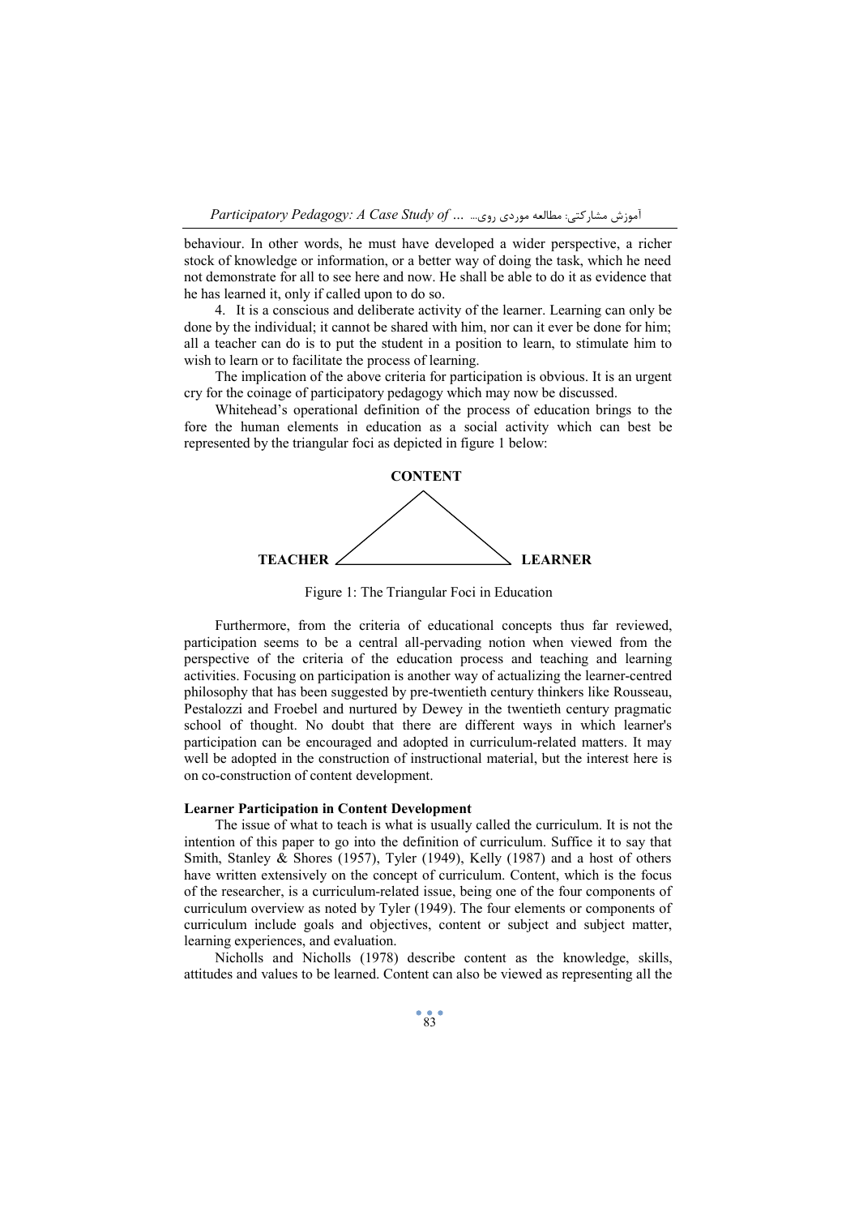behaviour. In other words, he must have developed a wider perspective, a richer stock of knowledge or information, or a better way of doing the task, which he need not demonstrate for all to see here and now. He shall be able to do it as evidence that he has learned it, only if called upon to do so.

4. It is a conscious and deliberate activity of the learner. Learning can only be done by the individual; it cannot be shared with him, nor can it ever be done for him; all a teacher can do is to put the student in a position to learn, to stimulate him to wish to learn or to facilitate the process of learning.

The implication of the above criteria for participation is obvious. It is an urgent cry for the coinage of participatory pedagogy which may now be discussed.

Whitehead's operational definition of the process of education brings to the fore the human elements in education as a social activity which can best be represented by the triangular foci as depicted in figure 1 below:

**CONTENT**

**TEACHER** **LEARNER**

Figure 1: The Triangular Foci in Education

Furthermore, from the criteria of educational concepts thus far reviewed, participation seems to be a central all-pervading notion when viewed from the perspective of the criteria of the education process and teaching and learning activities. Focusing on participation is another way of actualizing the learner-centred philosophy that has been suggested by pre-twentieth century thinkers like Rousseau, Pestalozzi and Froebel and nurtured by Dewey in the twentieth century pragmatic school of thought. No doubt that there are different ways in which learner's participation can be encouraged and adopted in curriculum-related matters. It may well be adopted in the construction of instructional material, but the interest here is on co-construction of content development.

**Learner Participation in Content Development**

The issue of what to teach is what is usually called the curriculum. It is not the intention of this paper to go into the definition of curriculum. Suffice it to say that Smith, Stanley & Shores (1957), Tyler (1949), Kelly (1987) and a host of others have written extensively on the concept of curriculum. Content, which is the focus of the researcher, is a curriculum-related issue, being one of the four components of curriculum overview as noted by Tyler (1949). The four elements or components of curriculum include goals and objectives, content or subject and subject matter, learning experiences, and evaluation.

Nicholls and Nicholls (1978) describe content as the knowledge, skills, attitudes and values to be learned. Content can also be viewed as representing all the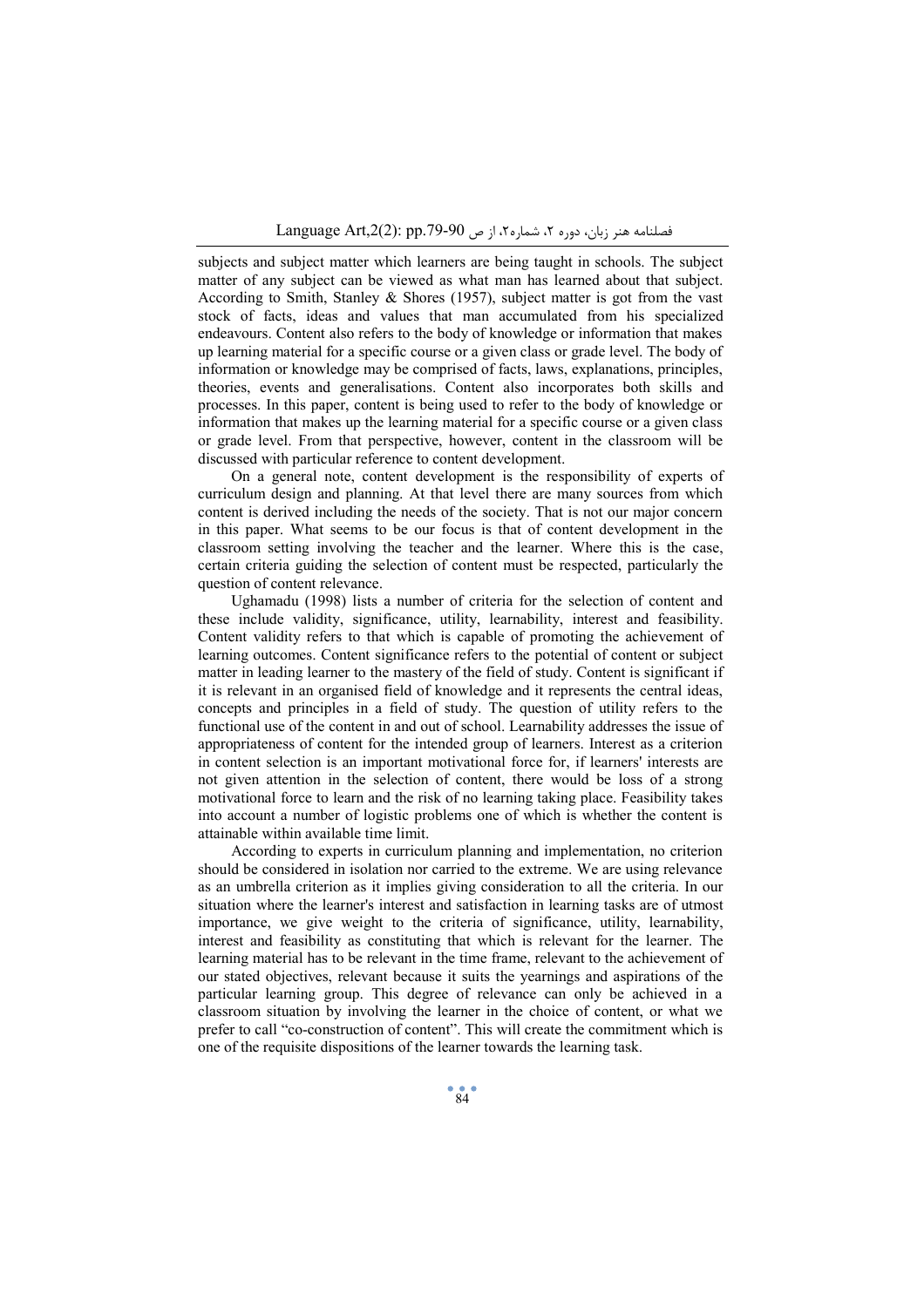subjects and subject matter which learners are being taught in schools. The subject matter of any subject can be viewed as what man has learned about that subject. According to Smith, Stanley & Shores (1957), subject matter is got from the vast stock of facts, ideas and values that man accumulated from his specialized endeavours. Content also refers to the body of knowledge or information that makes up learning material for a specific course or a given class or grade level. The body of information or knowledge may be comprised of facts, laws, explanations, principles, theories, events and generalisations. Content also incorporates both skills and processes. In this paper, content is being used to refer to the body of knowledge or information that makes up the learning material for a specific course or a given class or grade level. From that perspective, however, content in the classroom will be discussed with particular reference to content development.

On a general note, content development is the responsibility of experts of curriculum design and planning. At that level there are many sources from which content is derived including the needs of the society. That is not our major concern in this paper. What seems to be our focus is that of content development in the classroom setting involving the teacher and the learner. Where this is the case, certain criteria guiding the selection of content must be respected, particularly the question of content relevance.

Ughamadu (1998) lists a number of criteria for the selection of content and these include validity, significance, utility, learnability, interest and feasibility. Content validity refers to that which is capable of promoting the achievement of learning outcomes. Content significance refers to the potential of content or subject matter in leading learner to the mastery of the field of study. Content is significant if it is relevant in an organised field of knowledge and it represents the central ideas, concepts and principles in a field of study. The question of utility refers to the functional use of the content in and out of school. Learnability addresses the issue of appropriateness of content for the intended group of learners. Interest as a criterion in content selection is an important motivational force for, if learners' interests are not given attention in the selection of content, there would be loss of a strong motivational force to learn and the risk of no learning taking place. Feasibility takes into account a number of logistic problems one of which is whether the content is attainable within available time limit.

According to experts in curriculum planning and implementation, no criterion should be considered in isolation nor carried to the extreme. We are using relevance as an umbrella criterion as it implies giving consideration to all the criteria. In our situation where the learner's interest and satisfaction in learning tasks are of utmost importance, we give weight to the criteria of significance, utility, learnability, interest and feasibility as constituting that which is relevant for the learner. The learning material has to be relevant in the time frame, relevant to the achievement of our stated objectives, relevant because it suits the yearnings and aspirations of the particular learning group. This degree of relevance can only be achieved in a classroom situation by involving the learner in the choice of content, or what we prefer to call "co-construction of content". This will create the commitment which is one of the requisite dispositions of the learner towards the learning task.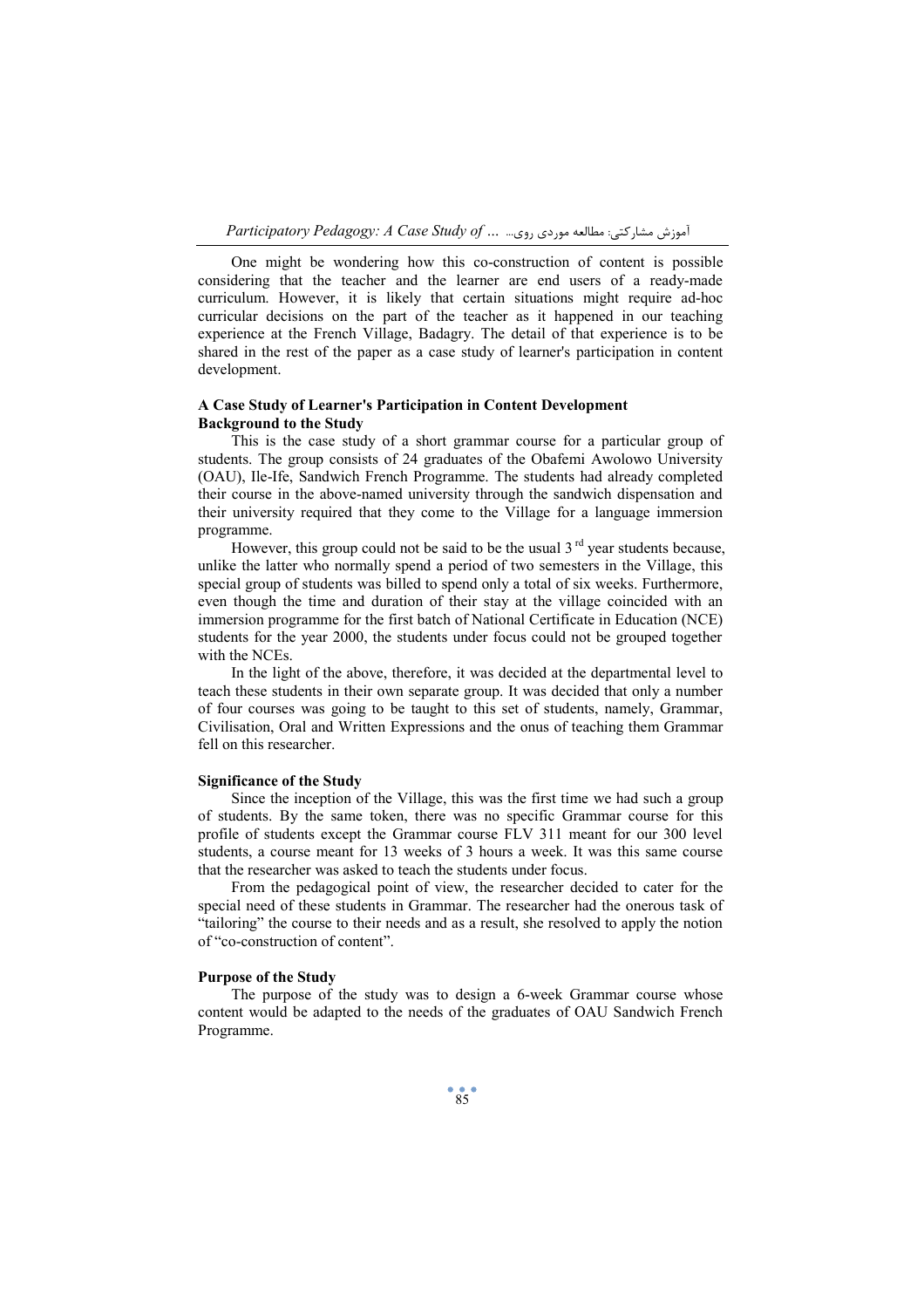One might be wondering how this co-construction of content is possible considering that the teacher and the learner are end users of a ready-made curriculum. However, it is likely that certain situations might require ad-hoc curricular decisions on the part of the teacher as it happened in our teaching experience at the French Village, Badagry. The detail of that experience is to be shared in the rest of the paper as a case study of learner's participation in content development.

### A Case Study of Learner's Participation in Content Development

#### Background to the Study

This is the case study of a short grammar course for a particular group of students. The group consists of 24 graduates of the Obafemi Awolowo University (OAU), Ile-Ife, Sandwich French Programme. The students had already completed their course in the above-named university through the sandwich dispensation and their university required that they come to the Village for a language immersion programme.

However, this group could not be said to be the usual 3[rd] year students because, unlike the latter who normally spend a period of two semesters in the Village, this special group of students was billed to spend only a total of six weeks. Furthermore, even though the time and duration of their stay at the village coincided with an immersion programme for the first batch of National Certificate in Education (NCE) students for the year 2000, the students under focus could not be grouped together with the NCEs.

In the light of the above, therefore, it was decided at the departmental level to teach these students in their own separate group. It was decided that only a number of four courses was going to be taught to this set of students, namely, Grammar, Civilisation, Oral and Written Expressions and the onus of teaching them Grammar fell on this researcher.

#### Significance of the Study

Since the inception of the Village, this was the first time we had such a group of students. By the same token, there was no specific Grammar course for this profile of students except the Grammar course FLV 311 meant for our 300 level students, a course meant for 13 weeks of 3 hours a week. It was this same course that the researcher was asked to teach the students under focus.

From the pedagogical point of view, the researcher decided to cater for the special need of these students in Grammar. The researcher had the onerous task of "tailoring" the course to their needs and as a result, she resolved to apply the notion of "co-construction of content".

#### Purpose of the Study

The purpose of the study was to design a 6-week Grammar course whose content would be adapted to the needs of the graduates of OAU Sandwich French Programme.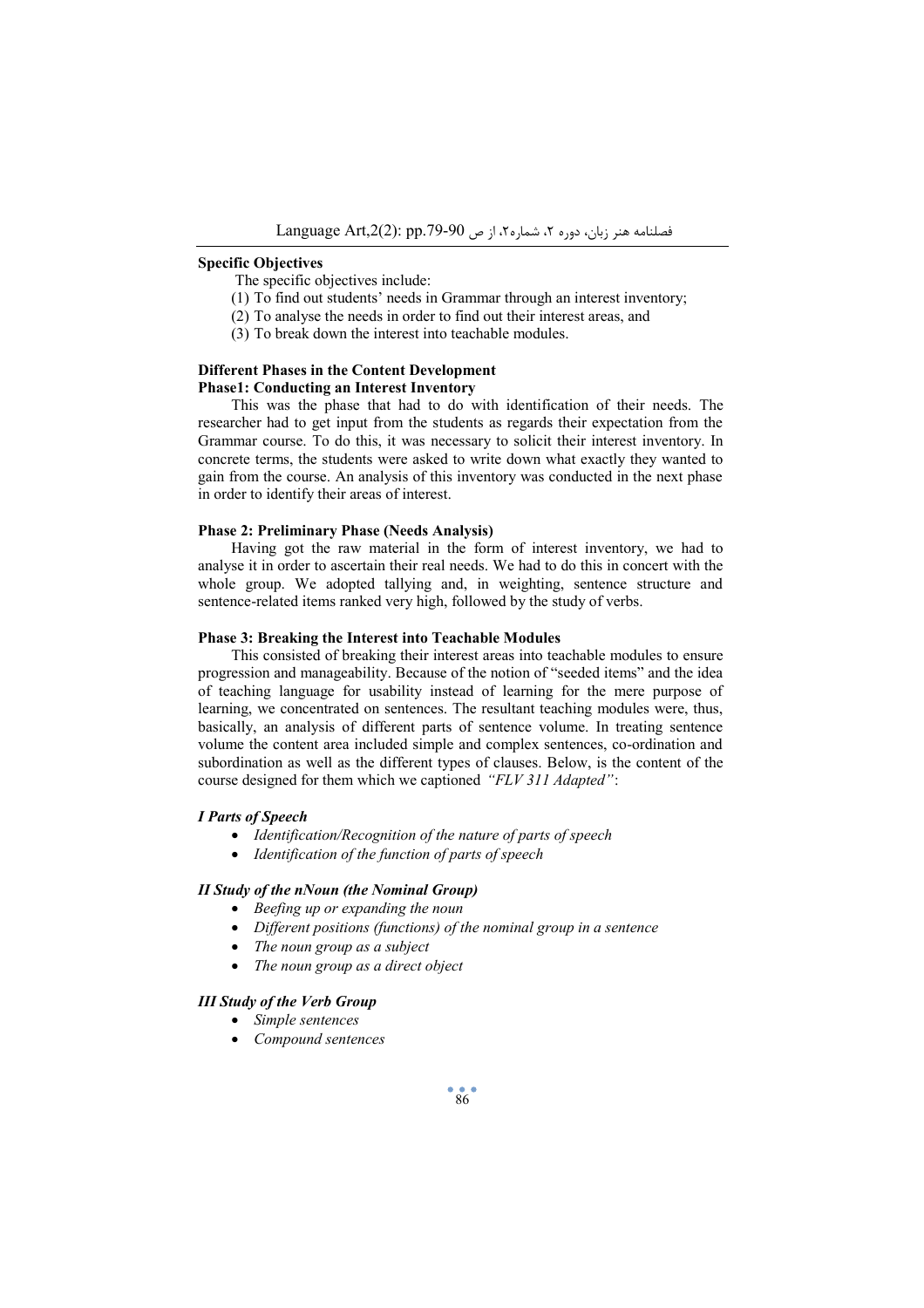**Specific Objectives**

The specific objectives include:

(1) To find out students' needs in Grammar through an interest inventory;
(2) To analyse the needs in order to find out their interest areas, and
(3) To break down the interest into teachable modules.

**Different Phases in the Content Development**

**Phase1: Conducting an Interest Inventory**

This was the phase that had to do with identification of their needs. The researcher had to get input from the students as regards their expectation from the Grammar course. To do this, it was necessary to solicit their interest inventory. In concrete terms, the students were asked to write down what exactly they wanted to gain from the course. An analysis of this inventory was conducted in the next phase in order to identify their areas of interest.

**Phase 2: Preliminary Phase (Needs Analysis)**

Having got the raw material in the form of interest inventory, we had to analyse it in order to ascertain their real needs. We had to do this in concert with the whole group. We adopted tallying and, in weighting, sentence structure and sentence-related items ranked very high, followed by the study of verbs.

**Phase 3: Breaking the Interest into Teachable Modules**

This consisted of breaking their interest areas into teachable modules to ensure progression and manageability. Because of the notion of "seeded items" and the idea of teaching language for usability instead of learning for the mere purpose of learning, we concentrated on sentences. The resultant teaching modules were, thus, basically, an analysis of different parts of sentence volume. In treating sentence volume the content area included simple and complex sentences, co-ordination and subordination as well as the different types of clauses. Below, is the content of the course designed for them which we captioned *"FLV 311 Adapted"*:

***I Parts of Speech***

- *Identification/Recognition of the nature of parts of speech*
- *Identification of the function of parts of speech*

***II Study of the nNoun (the Nominal Group)***

- *Beefing up or expanding the noun*
- *Different positions (functions) of the nominal group in a sentence*
- *The noun group as a subject*
- *The noun group as a direct object*

***III Study of the Verb Group***

- *Simple sentences*
- *Compound sentences*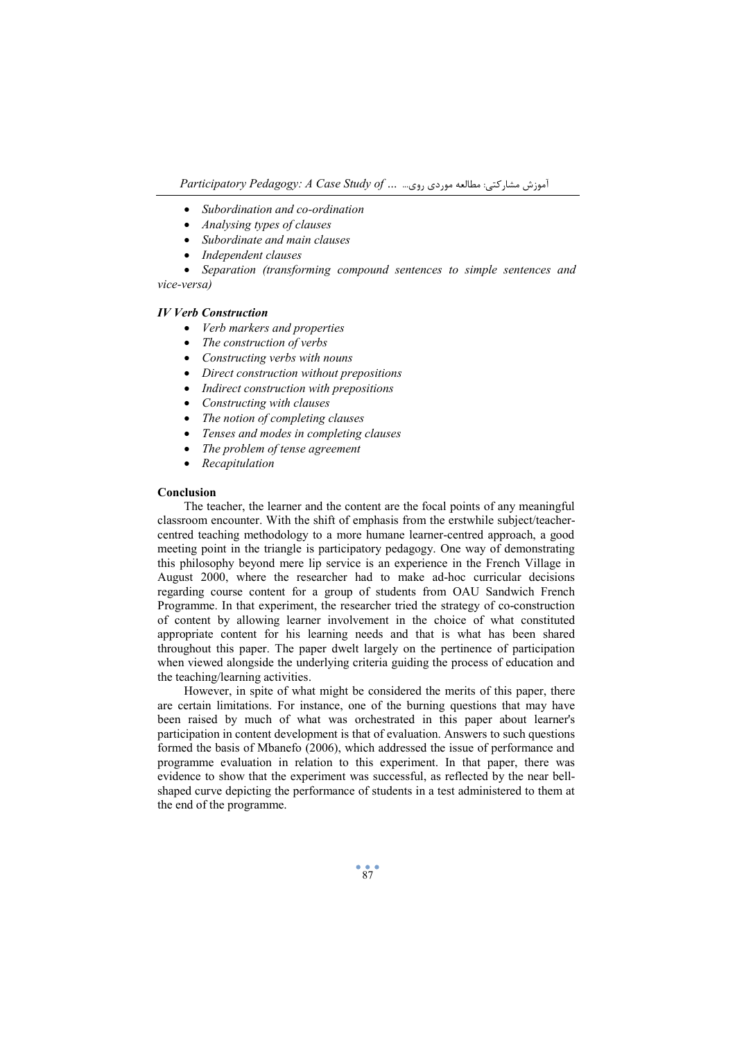- *Subordination and co-ordination*
- *Analysing types of clauses*
- *Subordinate and main clauses*
- *Independent clauses*
- *Separation (transforming compound sentences to simple sentences and vice-versa)*

***IV Verb Construction***

- *Verb markers and properties*
- *The construction of verbs*
- *Constructing verbs with nouns*
- *Direct construction without prepositions*
- *Indirect construction with prepositions*
- *Constructing with clauses*
- *The notion of completing clauses*
- *Tenses and modes in completing clauses*
- *The problem of tense agreement*
- *Recapitulation*

**Conclusion**

The teacher, the learner and the content are the focal points of any meaningful classroom encounter. With the shift of emphasis from the erstwhile subject/teacher-centred teaching methodology to a more humane learner-centred approach, a good meeting point in the triangle is participatory pedagogy. One way of demonstrating this philosophy beyond mere lip service is an experience in the French Village in August 2000, where the researcher had to make ad-hoc curricular decisions regarding course content for a group of students from OAU Sandwich French Programme. In that experiment, the researcher tried the strategy of co-construction of content by allowing learner involvement in the choice of what constituted appropriate content for his learning needs and that is what has been shared throughout this paper. The paper dwelt largely on the pertinence of participation when viewed alongside the underlying criteria guiding the process of education and the teaching/learning activities.

However, in spite of what might be considered the merits of this paper, there are certain limitations. For instance, one of the burning questions that may have been raised by much of what was orchestrated in this paper about learner's participation in content development is that of evaluation. Answers to such questions formed the basis of Mbanefo (2006), which addressed the issue of performance and programme evaluation in relation to this experiment. In that paper, there was evidence to show that the experiment was successful, as reflected by the near bell-shaped curve depicting the performance of students in a test administered to them at the end of the programme.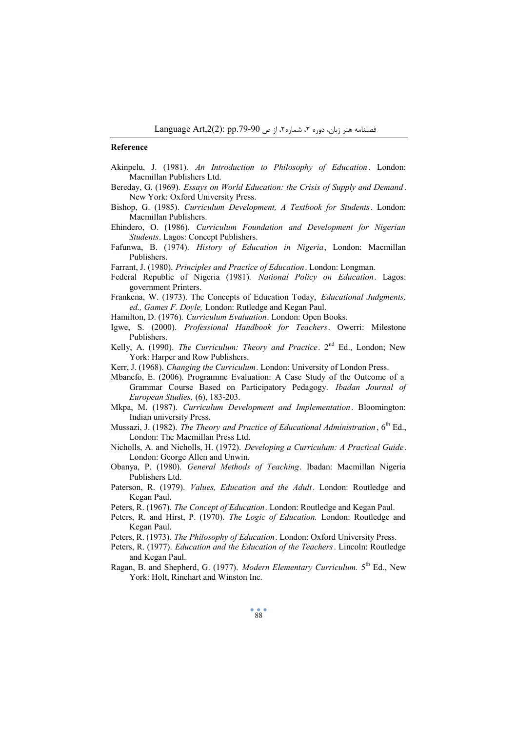**Reference**

Akinpelu, J. (1981). *An Introduction to Philosophy of Education*. London: Macmillan Publishers Ltd.

Bereday, G. (1969). *Essays on World Education: the Crisis of Supply and Demand*. New York: Oxford University Press.

Bishop, G. (1985). *Curriculum Development, A Textbook for Students*. London: Macmillan Publishers.

Ehindero, O. (1986). *Curriculum Foundation and Development for Nigerian Students*. Lagos: Concept Publishers.

Fafunwa, B. (1974). *History of Education in Nigeria*, London: Macmillan Publishers.

Farrant, J. (1980). *Principles and Practice of Education*. London: Longman.

Federal Republic of Nigeria (1981). *National Policy on Education*. Lagos: government Printers.

Frankena, W. (1973). The Concepts of Education Today, *Educational Judgments, ed., Games F. Doyle,* London: Rutledge and Kegan Paul.

Hamilton, D. (1976). *Curriculum Evaluation*. London: Open Books.

Igwe, S. (2000). *Professional Handbook for Teachers*. Owerri: Milestone Publishers.

Kelly, A. (1990). *The Curriculum: Theory and Practice*. 2nd Ed., London; New York: Harper and Row Publishers.

Kerr, J. (1968). *Changing the Curriculum*. London: University of London Press.

Mbanefo, E. (2006). Programme Evaluation: A Case Study of the Outcome of a Grammar Course Based on Participatory Pedagogy. *Ibadan Journal of European Studies,* (6), 183-203.

Mkpa, M. (1987). *Curriculum Development and Implementation*. Bloomington: Indian university Press.

Mussazi, J. (1982). *The Theory and Practice of Educational Administration*, 6th Ed., London: The Macmillan Press Ltd.

Nicholls, A. and Nicholls, H. (1972). *Developing a Curriculum: A Practical Guide*. London: George Allen and Unwin.

Obanya, P. (1980). *General Methods of Teaching*. Ibadan: Macmillan Nigeria Publishers Ltd.

Paterson, R. (1979). *Values, Education and the Adult*. London: Routledge and Kegan Paul.

Peters, R. (1967). *The Concept of Education*. London: Routledge and Kegan Paul.

Peters, R. and Hirst, P. (1970). *The Logic of Education.* London: Routledge and Kegan Paul.

Peters, R. (1973). *The Philosophy of Education*. London: Oxford University Press.

Peters, R. (1977). *Education and the Education of the Teachers*. Lincoln: Routledge and Kegan Paul.

Ragan, B. and Shepherd, G. (1977). *Modern Elementary Curriculum.* 5th Ed., New York: Holt, Rinehart and Winston Inc.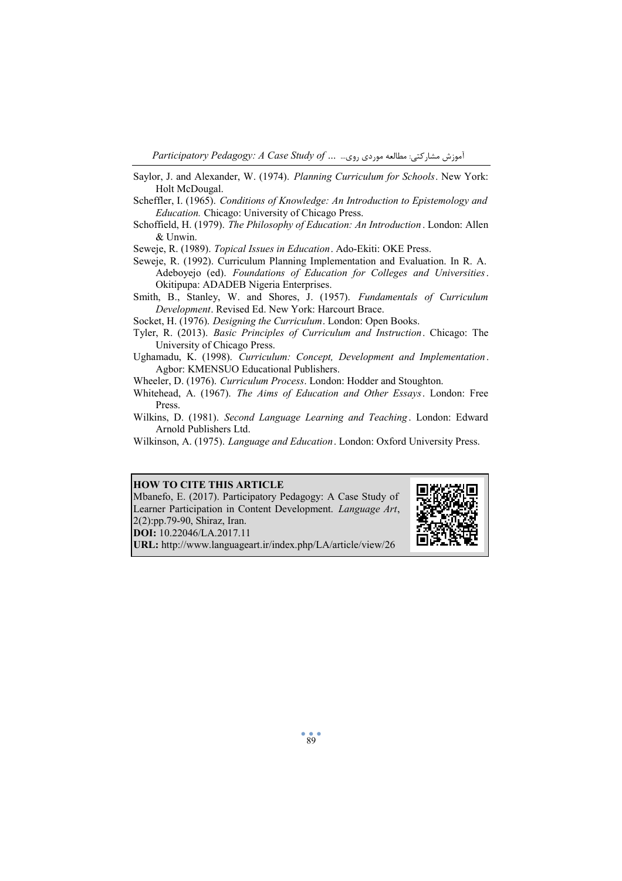Saylor, J. and Alexander, W. (1974). *Planning Curriculum for Schools*. New York: Holt McDougal.

Scheffler, I. (1965). *Conditions of Knowledge: An Introduction to Epistemology and Education.* Chicago: University of Chicago Press.

Schoffield, H. (1979). *The Philosophy of Education: An Introduction*. London: Allen & Unwin.

Seweje, R. (1989). *Topical Issues in Education*. Ado-Ekiti: OKE Press.

Seweje, R. (1992). Curriculum Planning Implementation and Evaluation. In R. A. Adeboyejo (ed). *Foundations of Education for Colleges and Universities*. Okitipupa: ADADEB Nigeria Enterprises.

Smith, B., Stanley, W. and Shores, J. (1957). *Fundamentals of Curriculum Development*. Revised Ed. New York: Harcourt Brace.

Socket, H. (1976). *Designing the Curriculum*. London: Open Books.

Tyler, R. (2013). *Basic Principles of Curriculum and Instruction*. Chicago: The University of Chicago Press.

Ughamadu, K. (1998). *Curriculum: Concept, Development and Implementation*. Agbor: KMENSUO Educational Publishers.

Wheeler, D. (1976). *Curriculum Process*. London: Hodder and Stoughton.

Whitehead, A. (1967). *The Aims of Education and Other Essays*. London: Free Press.

Wilkins, D. (1981). *Second Language Learning and Teaching*. London: Edward Arnold Publishers Ltd.

Wilkinson, A. (1975). *Language and Education*. London: Oxford University Press.

**HOW TO CITE THIS ARTICLE**

Mbanefo, E. (2017). Participatory Pedagogy: A Case Study of Learner Participation in Content Development. *Language Art*, 2(2):pp.79-90, Shiraz, Iran.

**DOI:** 10.22046/LA.2017.11

**URL:** http://www.languageart.ir/index.php/LA/article/view/26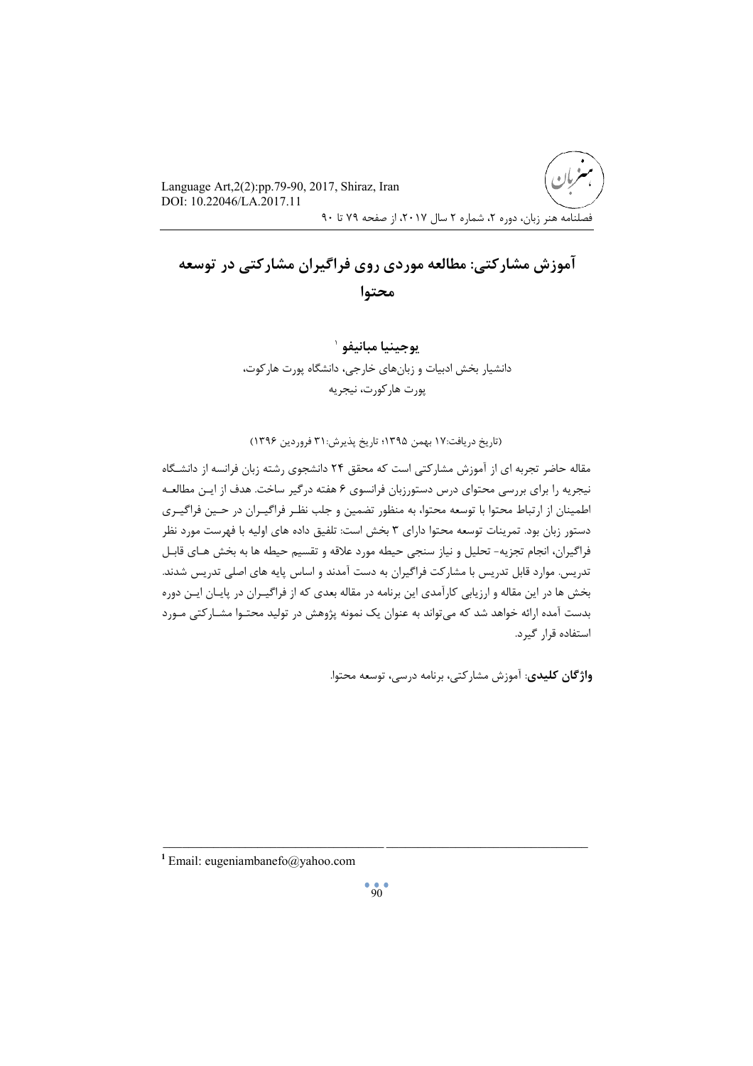# آموزش مشارکتی: مطالعه موردی روی فراگیران مشارکتی در توسعه محتوا

**یوجینیا مبانیفو** [1]

دانشیار بخش ادبیات و زبان‌های خارجی، دانشگاه پورت هارکوت، پورت هارکورت، نیجریه

(تاریخ دریافت:۱۷ بهمن ۱۳۹۵؛ تاریخ پذیرش:۳۱ فروردین ۱۳۹۶)

مقاله حاضر تجربه ای از آموزش مشارکتی است که محقق ۲۴ دانشجوی رشته زبان فرانسه از دانشگاه نیجریه را برای بررسی محتوای درس دستورزبان فرانسوی ۶ هفته درگیر ساخت. هدف از این مطالعه اطمینان از ارتباط محتوا با توسعه محتوا، به منظور تضمین و جلب نظر فراگیران در حین فراگیری دستور زبان بود. تمرینات توسعه محتوا دارای ۳ بخش است: تلفیق داده های اولیه با فهرست مورد نظر فراگیران، انجام تجزیه- تحلیل و نیاز سنجی حیطه مورد علاقه و تقسیم حیطه ها به بخش های قابل تدریس. موارد قابل تدریس با مشارکت فراگیران به دست آمدند و اساس پایه های اصلی تدریس شدند. بخش ها در این مقاله و ارزیابی کارآمدی این برنامه در مقاله بعدی که از فراگیران در پایان این دوره بدست آمده ارائه خواهد شد که می‌تواند به عنوان یک نمونه پژوهش در تولید محتوا مشارکتی مورد استفاده قرار گیرد.

**واژگان کلیدی**: آموزش مشارکتی، برنامه درسی، توسعه محتوا.

---

[1] Email: eugeniambanefo@yahoo.com